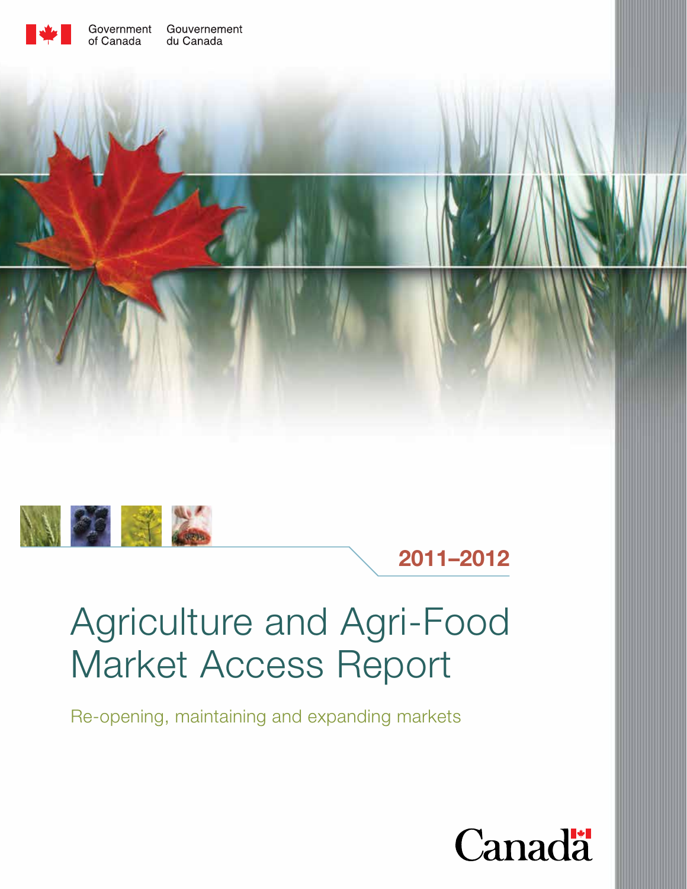Government of Canada / Gouvernement du Canada

2011–2012

# Agriculture and Agri-Food Market Access Report

Re-opening, maintaining and expanding markets

Canada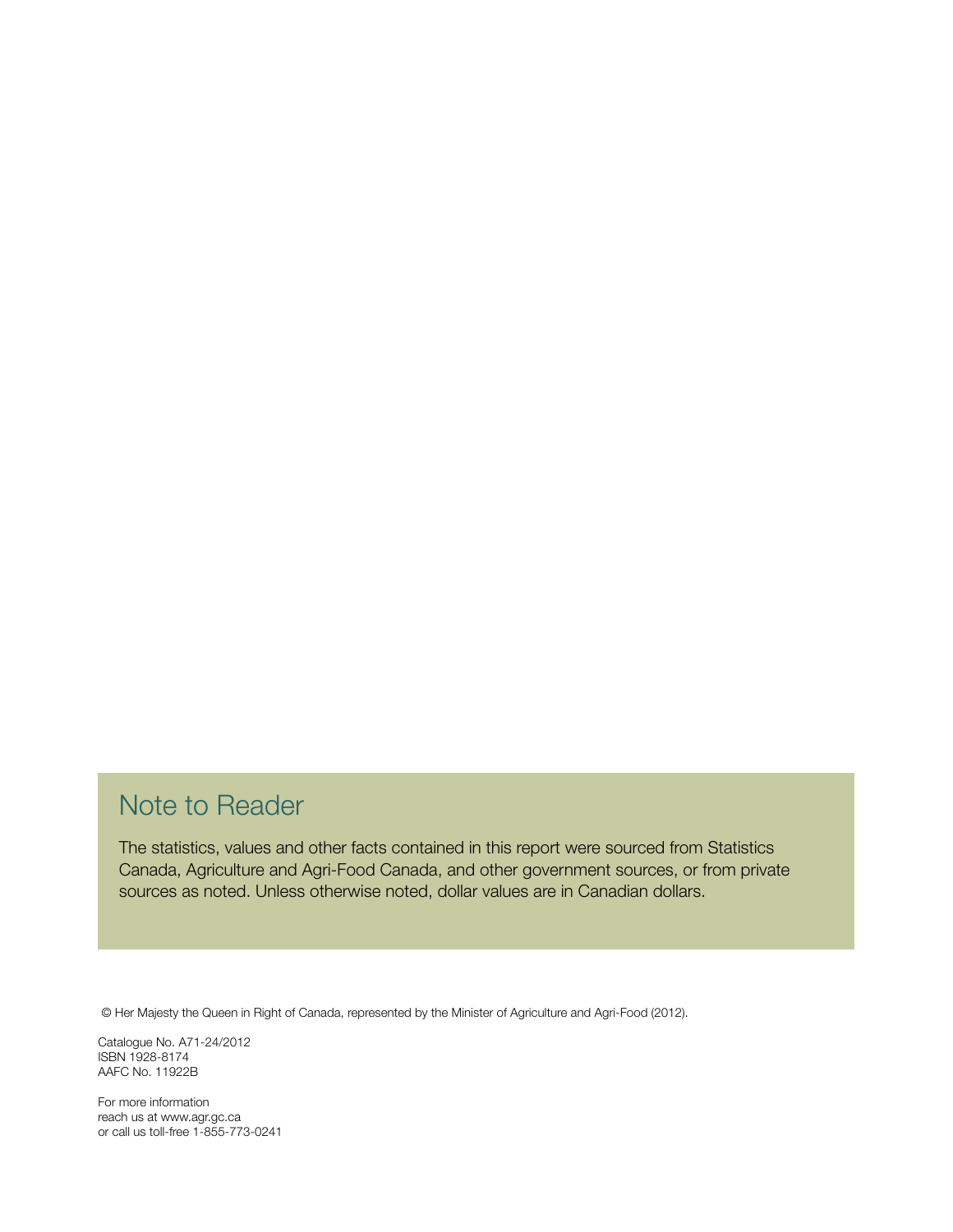## Note to Reader

The statistics, values and other facts contained in this report were sourced from Statistics Canada, Agriculture and Agri-Food Canada, and other government sources, or from private sources as noted. Unless otherwise noted, dollar values are in Canadian dollars.

© Her Majesty the Queen in Right of Canada, represented by the Minister of Agriculture and Agri-Food (2012).

Catalogue No. A71-24/2012
ISBN 1928-8174
AAFC No. 11922B

For more information
reach us at www.agr.gc.ca
or call us toll-free 1-855-773-0241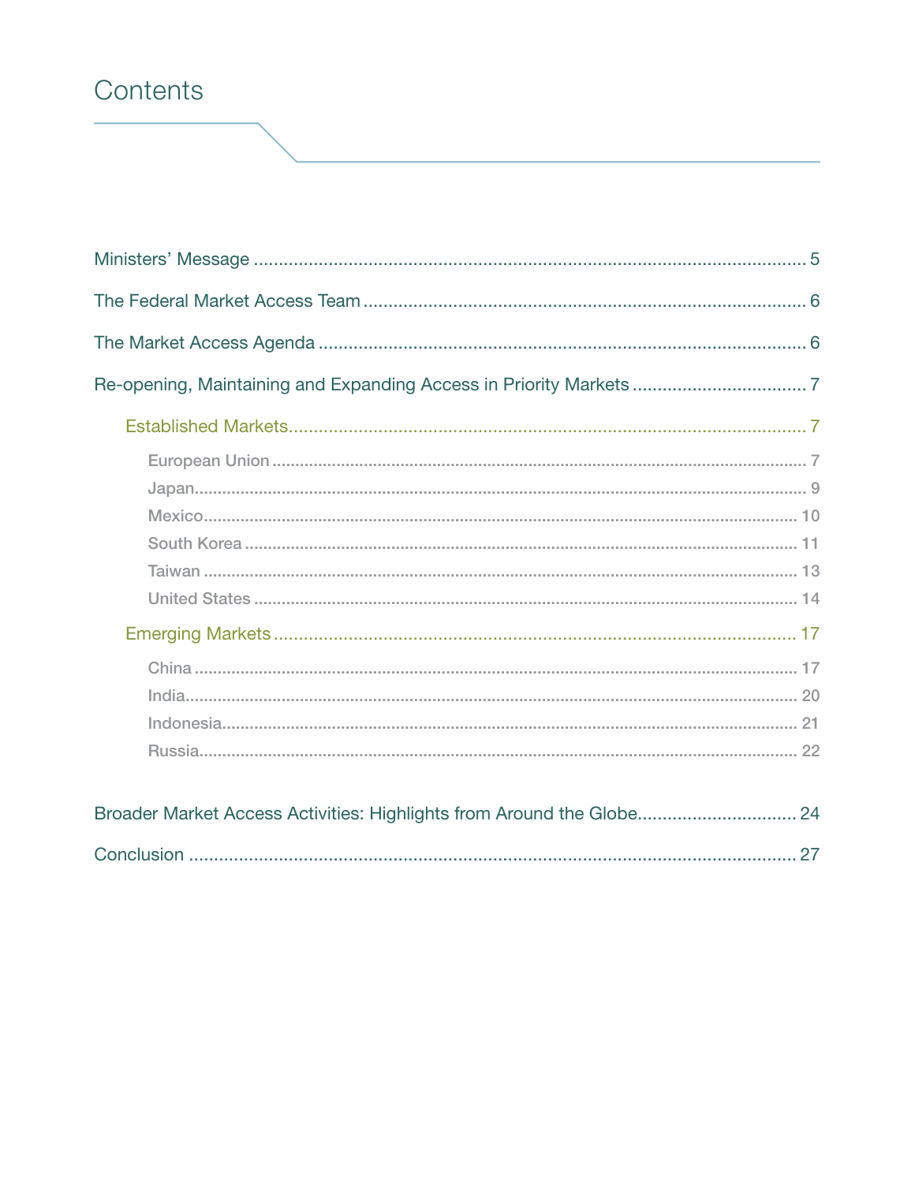# Contents

Ministers' Message ........................................................ 5

The Federal Market Access Team ........................................................ 6

The Market Access Agenda ........................................................ 6

Re-opening, Maintaining and Expanding Access in Priority Markets ........................................................ 7

- Established Markets ........................................................ 7
  - European Union ........................................................ 7
  - Japan ........................................................ 9
  - Mexico ........................................................ 10
  - South Korea ........................................................ 11
  - Taiwan ........................................................ 13
  - United States ........................................................ 14
- Emerging Markets ........................................................ 17
  - China ........................................................ 17
  - India ........................................................ 20
  - Indonesia ........................................................ 21
  - Russia ........................................................ 22

Broader Market Access Activities: Highlights from Around the Globe ........................................................ 24

Conclusion ........................................................ 27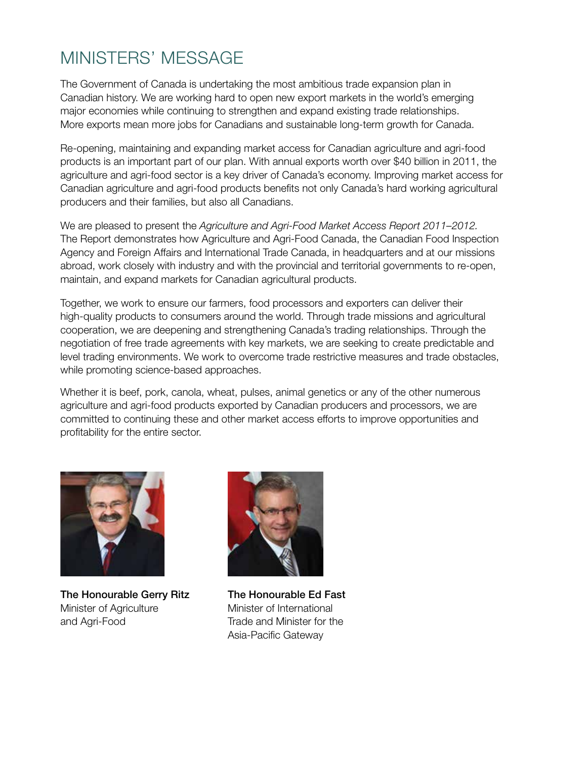# MINISTERS' MESSAGE

The Government of Canada is undertaking the most ambitious trade expansion plan in Canadian history. We are working hard to open new export markets in the world's emerging major economies while continuing to strengthen and expand existing trade relationships. More exports mean more jobs for Canadians and sustainable long-term growth for Canada.

Re-opening, maintaining and expanding market access for Canadian agriculture and agri-food products is an important part of our plan. With annual exports worth over $40 billion in 2011, the agriculture and agri-food sector is a key driver of Canada's economy. Improving market access for Canadian agriculture and agri-food products benefits not only Canada's hard working agricultural producers and their families, but also all Canadians.

We are pleased to present the *Agriculture and Agri-Food Market Access Report 2011–2012.* The Report demonstrates how Agriculture and Agri-Food Canada, the Canadian Food Inspection Agency and Foreign Affairs and International Trade Canada, in headquarters and at our missions abroad, work closely with industry and with the provincial and territorial governments to re-open, maintain, and expand markets for Canadian agricultural products.

Together, we work to ensure our farmers, food processors and exporters can deliver their high-quality products to consumers around the world. Through trade missions and agricultural cooperation, we are deepening and strengthening Canada's trading relationships. Through the negotiation of free trade agreements with key markets, we are seeking to create predictable and level trading environments. We work to overcome trade restrictive measures and trade obstacles, while promoting science-based approaches.

Whether it is beef, pork, canola, wheat, pulses, animal genetics or any of the other numerous agriculture and agri-food products exported by Canadian producers and processors, we are committed to continuing these and other market access efforts to improve opportunities and profitability for the entire sector.

**The Honourable Gerry Ritz**
Minister of Agriculture
and Agri-Food

**The Honourable Ed Fast**
Minister of International
Trade and Minister for the
Asia-Pacific Gateway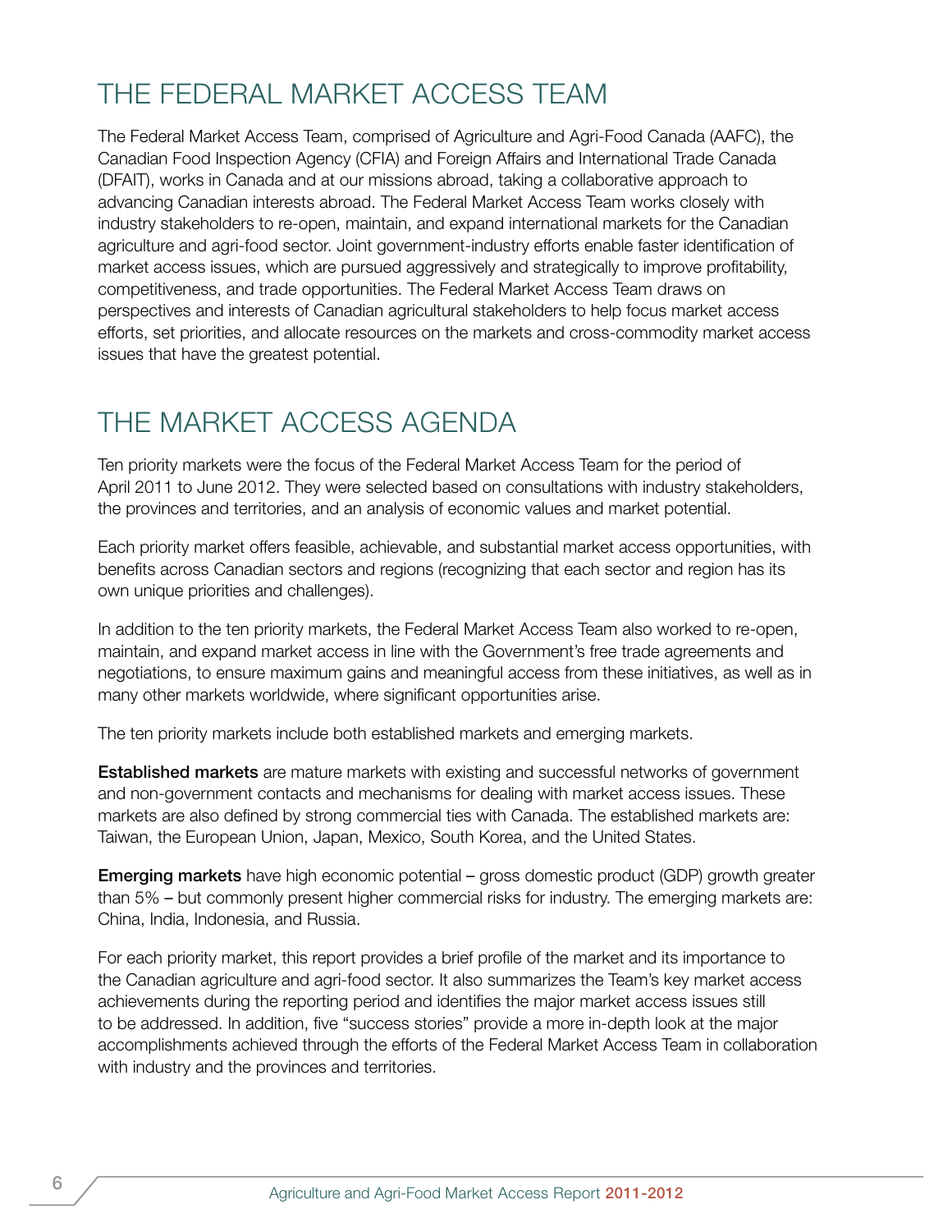## THE FEDERAL MARKET ACCESS TEAM

The Federal Market Access Team, comprised of Agriculture and Agri-Food Canada (AAFC), the Canadian Food Inspection Agency (CFIA) and Foreign Affairs and International Trade Canada (DFAIT), works in Canada and at our missions abroad, taking a collaborative approach to advancing Canadian interests abroad. The Federal Market Access Team works closely with industry stakeholders to re-open, maintain, and expand international markets for the Canadian agriculture and agri-food sector. Joint government-industry efforts enable faster identification of market access issues, which are pursued aggressively and strategically to improve profitability, competitiveness, and trade opportunities. The Federal Market Access Team draws on perspectives and interests of Canadian agricultural stakeholders to help focus market access efforts, set priorities, and allocate resources on the markets and cross-commodity market access issues that have the greatest potential.

## THE MARKET ACCESS AGENDA

Ten priority markets were the focus of the Federal Market Access Team for the period of April 2011 to June 2012. They were selected based on consultations with industry stakeholders, the provinces and territories, and an analysis of economic values and market potential.

Each priority market offers feasible, achievable, and substantial market access opportunities, with benefits across Canadian sectors and regions (recognizing that each sector and region has its own unique priorities and challenges).

In addition to the ten priority markets, the Federal Market Access Team also worked to re-open, maintain, and expand market access in line with the Government's free trade agreements and negotiations, to ensure maximum gains and meaningful access from these initiatives, as well as in many other markets worldwide, where significant opportunities arise.

The ten priority markets include both established markets and emerging markets.

**Established markets** are mature markets with existing and successful networks of government and non-government contacts and mechanisms for dealing with market access issues. These markets are also defined by strong commercial ties with Canada. The established markets are: Taiwan, the European Union, Japan, Mexico, South Korea, and the United States.

**Emerging markets** have high economic potential – gross domestic product (GDP) growth greater than 5% – but commonly present higher commercial risks for industry. The emerging markets are: China, India, Indonesia, and Russia.

For each priority market, this report provides a brief profile of the market and its importance to the Canadian agriculture and agri-food sector. It also summarizes the Team's key market access achievements during the reporting period and identifies the major market access issues still to be addressed. In addition, five "success stories" provide a more in-depth look at the major accomplishments achieved through the efforts of the Federal Market Access Team in collaboration with industry and the provinces and territories.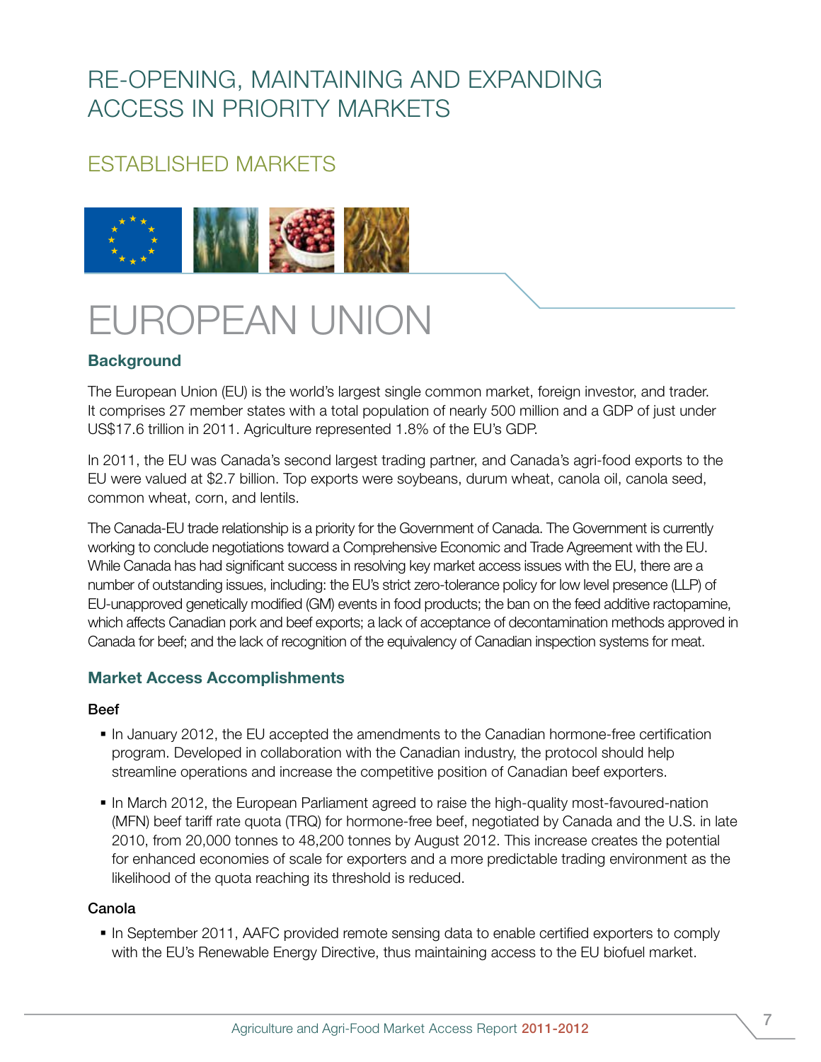# RE-OPENING, MAINTAINING AND EXPANDING ACCESS IN PRIORITY MARKETS

## ESTABLISHED MARKETS

# EUROPEAN UNION

### Background

The European Union (EU) is the world's largest single common market, foreign investor, and trader. It comprises 27 member states with a total population of nearly 500 million and a GDP of just under US$17.6 trillion in 2011. Agriculture represented 1.8% of the EU's GDP.

In 2011, the EU was Canada's second largest trading partner, and Canada's agri-food exports to the EU were valued at $2.7 billion. Top exports were soybeans, durum wheat, canola oil, canola seed, common wheat, corn, and lentils.

The Canada-EU trade relationship is a priority for the Government of Canada. The Government is currently working to conclude negotiations toward a Comprehensive Economic and Trade Agreement with the EU. While Canada has had significant success in resolving key market access issues with the EU, there are a number of outstanding issues, including: the EU's strict zero-tolerance policy for low level presence (LLP) of EU-unapproved genetically modified (GM) events in food products; the ban on the feed additive ractopamine, which affects Canadian pork and beef exports; a lack of acceptance of decontamination methods approved in Canada for beef; and the lack of recognition of the equivalency of Canadian inspection systems for meat.

### Market Access Accomplishments

**Beef**

- In January 2012, the EU accepted the amendments to the Canadian hormone-free certification program. Developed in collaboration with the Canadian industry, the protocol should help streamline operations and increase the competitive position of Canadian beef exporters.
- In March 2012, the European Parliament agreed to raise the high-quality most-favoured-nation (MFN) beef tariff rate quota (TRQ) for hormone-free beef, negotiated by Canada and the U.S. in late 2010, from 20,000 tonnes to 48,200 tonnes by August 2012. This increase creates the potential for enhanced economies of scale for exporters and a more predictable trading environment as the likelihood of the quota reaching its threshold is reduced.

**Canola**

- In September 2011, AAFC provided remote sensing data to enable certified exporters to comply with the EU's Renewable Energy Directive, thus maintaining access to the EU biofuel market.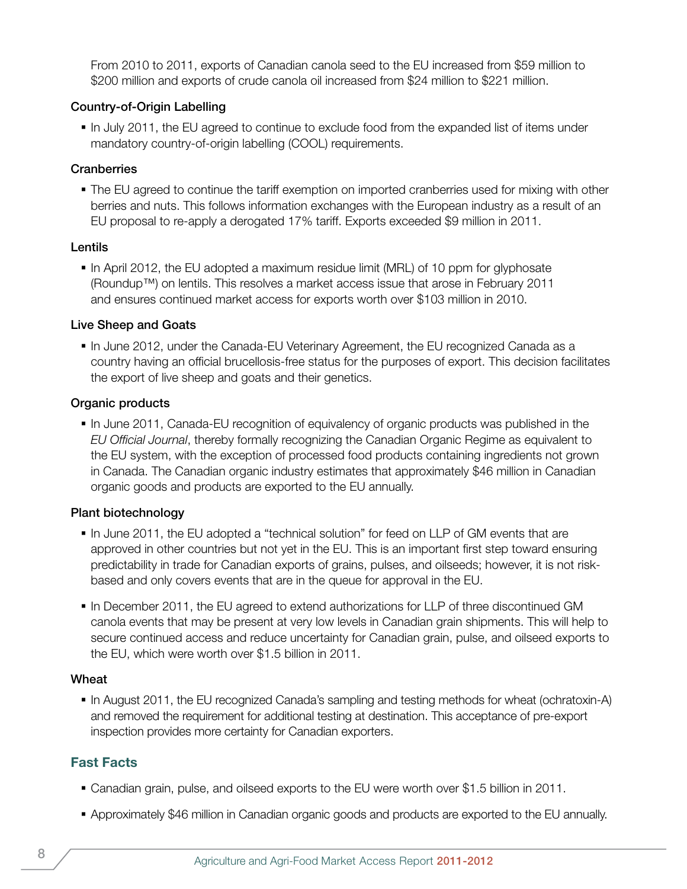From 2010 to 2011, exports of Canadian canola seed to the EU increased from $59 million to $200 million and exports of crude canola oil increased from $24 million to $221 million.

#### Country-of-Origin Labelling

- In July 2011, the EU agreed to continue to exclude food from the expanded list of items under mandatory country-of-origin labelling (COOL) requirements.

#### Cranberries

- The EU agreed to continue the tariff exemption on imported cranberries used for mixing with other berries and nuts. This follows information exchanges with the European industry as a result of an EU proposal to re-apply a derogated 17% tariff. Exports exceeded $9 million in 2011.

#### Lentils

- In April 2012, the EU adopted a maximum residue limit (MRL) of 10 ppm for glyphosate (Roundup™) on lentils. This resolves a market access issue that arose in February 2011 and ensures continued market access for exports worth over $103 million in 2010.

#### Live Sheep and Goats

- In June 2012, under the Canada-EU Veterinary Agreement, the EU recognized Canada as a country having an official brucellosis-free status for the purposes of export. This decision facilitates the export of live sheep and goats and their genetics.

#### Organic products

- In June 2011, Canada-EU recognition of equivalency of organic products was published in the *EU Official Journal*, thereby formally recognizing the Canadian Organic Regime as equivalent to the EU system, with the exception of processed food products containing ingredients not grown in Canada. The Canadian organic industry estimates that approximately $46 million in Canadian organic goods and products are exported to the EU annually.

#### Plant biotechnology

- In June 2011, the EU adopted a "technical solution" for feed on LLP of GM events that are approved in other countries but not yet in the EU. This is an important first step toward ensuring predictability in trade for Canadian exports of grains, pulses, and oilseeds; however, it is not risk-based and only covers events that are in the queue for approval in the EU.

- In December 2011, the EU agreed to extend authorizations for LLP of three discontinued GM canola events that may be present at very low levels in Canadian grain shipments. This will help to secure continued access and reduce uncertainty for Canadian grain, pulse, and oilseed exports to the EU, which were worth over $1.5 billion in 2011.

#### Wheat

- In August 2011, the EU recognized Canada's sampling and testing methods for wheat (ochratoxin-A) and removed the requirement for additional testing at destination. This acceptance of pre-export inspection provides more certainty for Canadian exporters.

### Fast Facts

- Canadian grain, pulse, and oilseed exports to the EU were worth over $1.5 billion in 2011.

- Approximately $46 million in Canadian organic goods and products are exported to the EU annually.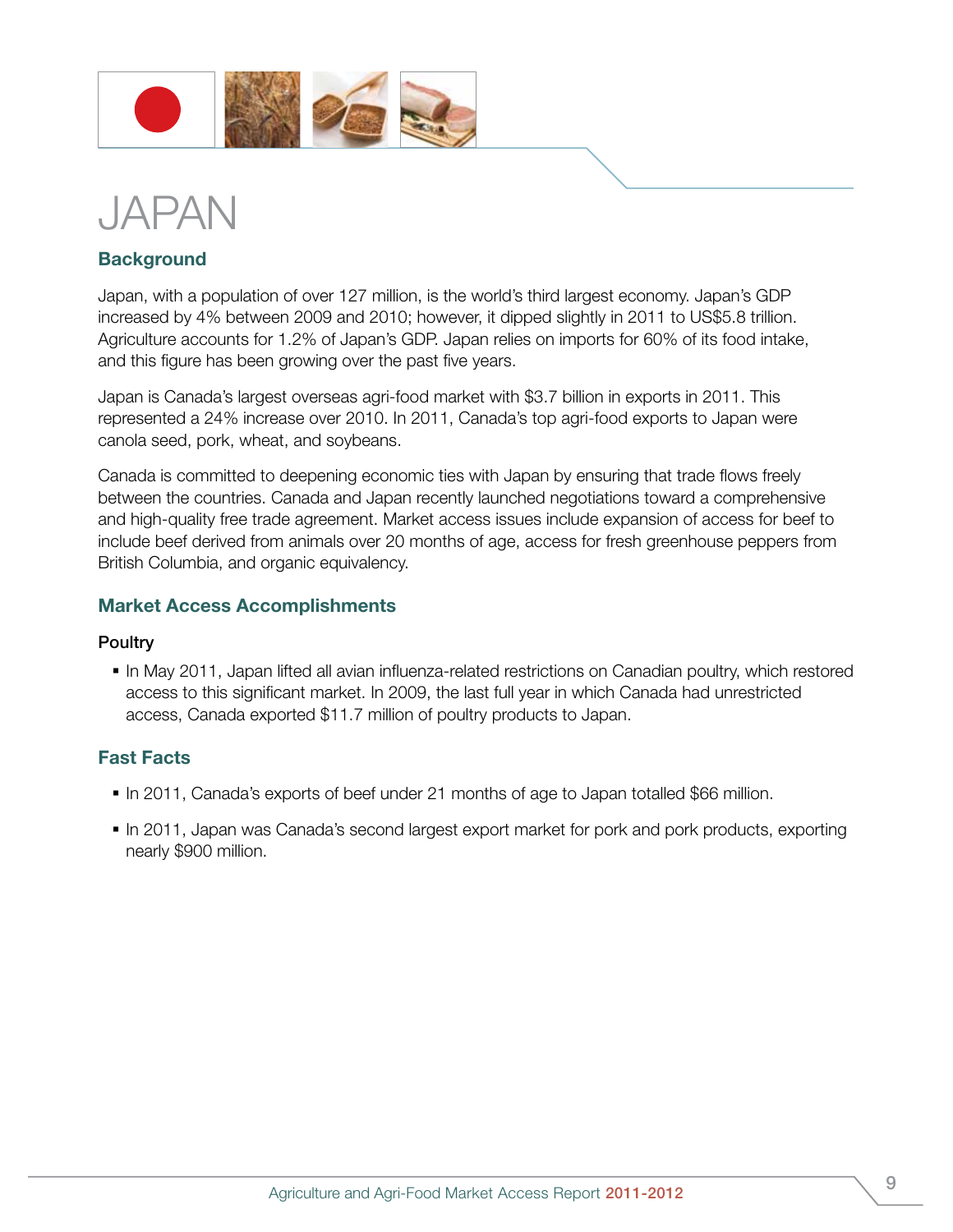# JAPAN

## Background

Japan, with a population of over 127 million, is the world's third largest economy. Japan's GDP increased by 4% between 2009 and 2010; however, it dipped slightly in 2011 to US$5.8 trillion. Agriculture accounts for 1.2% of Japan's GDP. Japan relies on imports for 60% of its food intake, and this figure has been growing over the past five years.

Japan is Canada's largest overseas agri-food market with $3.7 billion in exports in 2011. This represented a 24% increase over 2010. In 2011, Canada's top agri-food exports to Japan were canola seed, pork, wheat, and soybeans.

Canada is committed to deepening economic ties with Japan by ensuring that trade flows freely between the countries. Canada and Japan recently launched negotiations toward a comprehensive and high-quality free trade agreement. Market access issues include expansion of access for beef to include beef derived from animals over 20 months of age, access for fresh greenhouse peppers from British Columbia, and organic equivalency.

## Market Access Accomplishments

### Poultry

- In May 2011, Japan lifted all avian influenza-related restrictions on Canadian poultry, which restored access to this significant market. In 2009, the last full year in which Canada had unrestricted access, Canada exported $11.7 million of poultry products to Japan.

## Fast Facts

- In 2011, Canada's exports of beef under 21 months of age to Japan totalled $66 million.
- In 2011, Japan was Canada's second largest export market for pork and pork products, exporting nearly $900 million.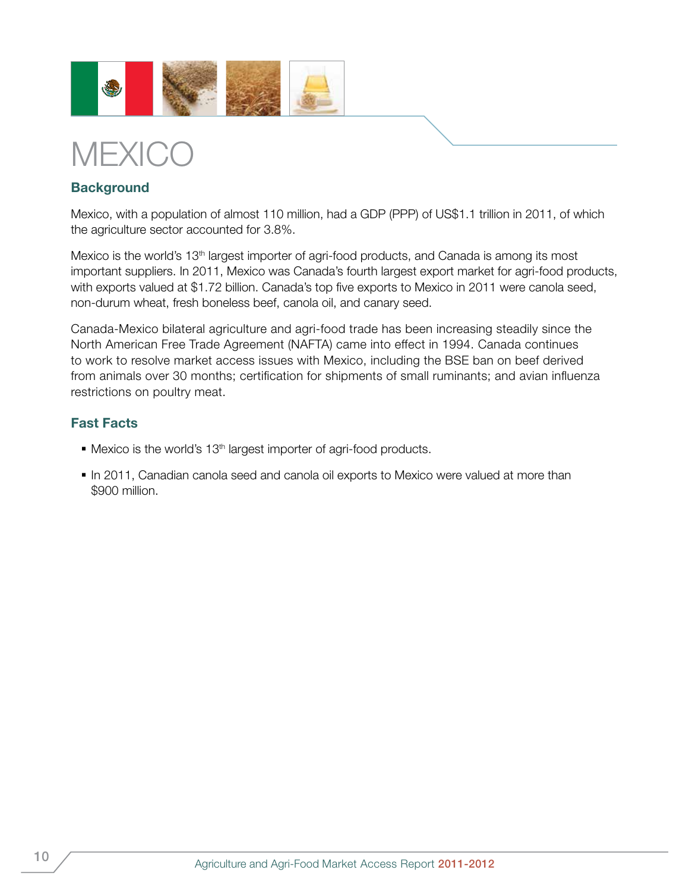# MEXICO

## Background

Mexico, with a population of almost 110 million, had a GDP (PPP) of US$1.1 trillion in 2011, of which the agriculture sector accounted for 3.8%.

Mexico is the world's 13th largest importer of agri-food products, and Canada is among its most important suppliers. In 2011, Mexico was Canada's fourth largest export market for agri-food products, with exports valued at $1.72 billion. Canada's top five exports to Mexico in 2011 were canola seed, non-durum wheat, fresh boneless beef, canola oil, and canary seed.

Canada-Mexico bilateral agriculture and agri-food trade has been increasing steadily since the North American Free Trade Agreement (NAFTA) came into effect in 1994. Canada continues to work to resolve market access issues with Mexico, including the BSE ban on beef derived from animals over 30 months; certification for shipments of small ruminants; and avian influenza restrictions on poultry meat.

## Fast Facts

- Mexico is the world's 13th largest importer of agri-food products.
- In 2011, Canadian canola seed and canola oil exports to Mexico were valued at more than $900 million.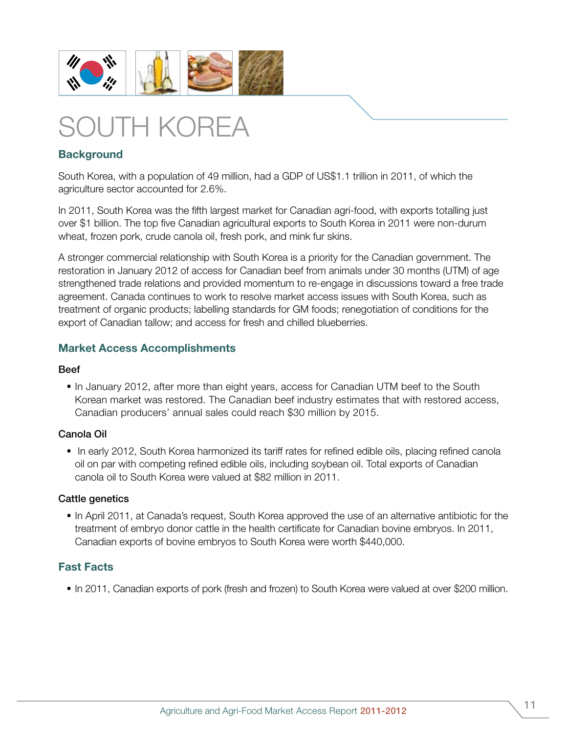# SOUTH KOREA

## Background

South Korea, with a population of 49 million, had a GDP of US$1.1 trillion in 2011, of which the agriculture sector accounted for 2.6%.

In 2011, South Korea was the fifth largest market for Canadian agri-food, with exports totalling just over $1 billion. The top five Canadian agricultural exports to South Korea in 2011 were non-durum wheat, frozen pork, crude canola oil, fresh pork, and mink fur skins.

A stronger commercial relationship with South Korea is a priority for the Canadian government. The restoration in January 2012 of access for Canadian beef from animals under 30 months (UTM) of age strengthened trade relations and provided momentum to re-engage in discussions toward a free trade agreement. Canada continues to work to resolve market access issues with South Korea, such as treatment of organic products; labelling standards for GM foods; renegotiation of conditions for the export of Canadian tallow; and access for fresh and chilled blueberries.

## Market Access Accomplishments

### Beef

- In January 2012, after more than eight years, access for Canadian UTM beef to the South Korean market was restored. The Canadian beef industry estimates that with restored access, Canadian producers' annual sales could reach $30 million by 2015.

### Canola Oil

- In early 2012, South Korea harmonized its tariff rates for refined edible oils, placing refined canola oil on par with competing refined edible oils, including soybean oil. Total exports of Canadian canola oil to South Korea were valued at $82 million in 2011.

### Cattle genetics

- In April 2011, at Canada's request, South Korea approved the use of an alternative antibiotic for the treatment of embryo donor cattle in the health certificate for Canadian bovine embryos. In 2011, Canadian exports of bovine embryos to South Korea were worth $440,000.

## Fast Facts

- In 2011, Canadian exports of pork (fresh and frozen) to South Korea were valued at over $200 million.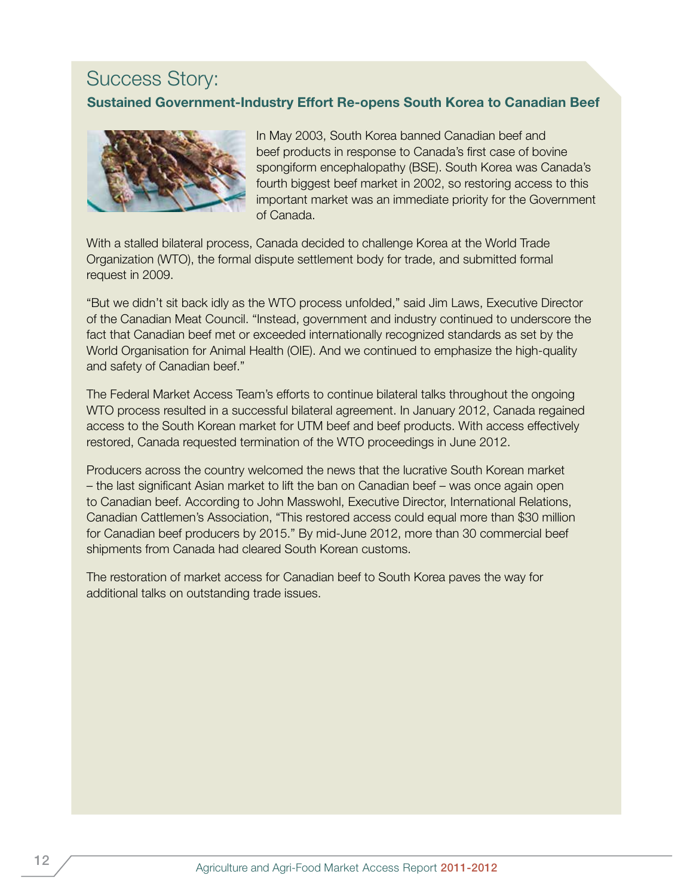## Success Story:

### Sustained Government-Industry Effort Re-opens South Korea to Canadian Beef

In May 2003, South Korea banned Canadian beef and beef products in response to Canada's first case of bovine spongiform encephalopathy (BSE). South Korea was Canada's fourth biggest beef market in 2002, so restoring access to this important market was an immediate priority for the Government of Canada.

With a stalled bilateral process, Canada decided to challenge Korea at the World Trade Organization (WTO), the formal dispute settlement body for trade, and submitted formal request in 2009.

"But we didn't sit back idly as the WTO process unfolded," said Jim Laws, Executive Director of the Canadian Meat Council. "Instead, government and industry continued to underscore the fact that Canadian beef met or exceeded internationally recognized standards as set by the World Organisation for Animal Health (OIE). And we continued to emphasize the high-quality and safety of Canadian beef."

The Federal Market Access Team's efforts to continue bilateral talks throughout the ongoing WTO process resulted in a successful bilateral agreement. In January 2012, Canada regained access to the South Korean market for UTM beef and beef products. With access effectively restored, Canada requested termination of the WTO proceedings in June 2012.

Producers across the country welcomed the news that the lucrative South Korean market – the last significant Asian market to lift the ban on Canadian beef – was once again open to Canadian beef. According to John Masswohl, Executive Director, International Relations, Canadian Cattlemen's Association, "This restored access could equal more than $30 million for Canadian beef producers by 2015." By mid-June 2012, more than 30 commercial beef shipments from Canada had cleared South Korean customs.

The restoration of market access for Canadian beef to South Korea paves the way for additional talks on outstanding trade issues.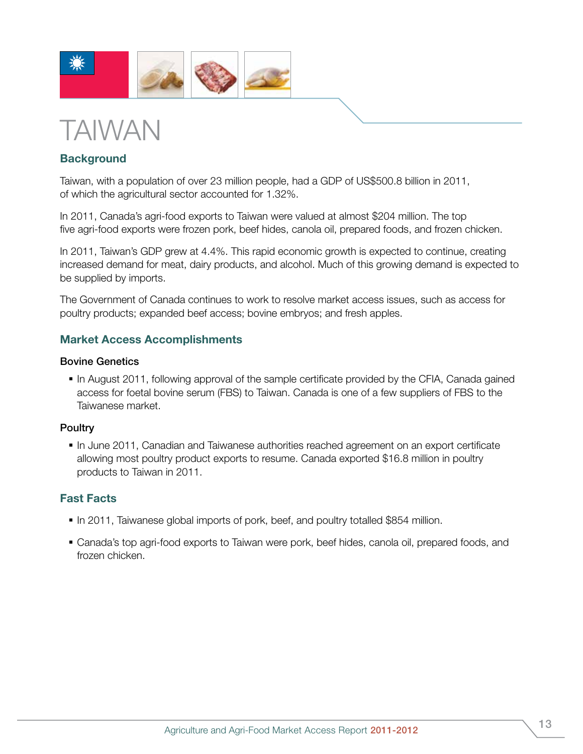# TAIWAN

## Background

Taiwan, with a population of over 23 million people, had a GDP of US$500.8 billion in 2011, of which the agricultural sector accounted for 1.32%.

In 2011, Canada's agri-food exports to Taiwan were valued at almost $204 million. The top five agri-food exports were frozen pork, beef hides, canola oil, prepared foods, and frozen chicken.

In 2011, Taiwan's GDP grew at 4.4%. This rapid economic growth is expected to continue, creating increased demand for meat, dairy products, and alcohol. Much of this growing demand is expected to be supplied by imports.

The Government of Canada continues to work to resolve market access issues, such as access for poultry products; expanded beef access; bovine embryos; and fresh apples.

## Market Access Accomplishments

### Bovine Genetics

- In August 2011, following approval of the sample certificate provided by the CFIA, Canada gained access for foetal bovine serum (FBS) to Taiwan. Canada is one of a few suppliers of FBS to the Taiwanese market.

### Poultry

- In June 2011, Canadian and Taiwanese authorities reached agreement on an export certificate allowing most poultry product exports to resume. Canada exported $16.8 million in poultry products to Taiwan in 2011.

## Fast Facts

- In 2011, Taiwanese global imports of pork, beef, and poultry totalled $854 million.
- Canada's top agri-food exports to Taiwan were pork, beef hides, canola oil, prepared foods, and frozen chicken.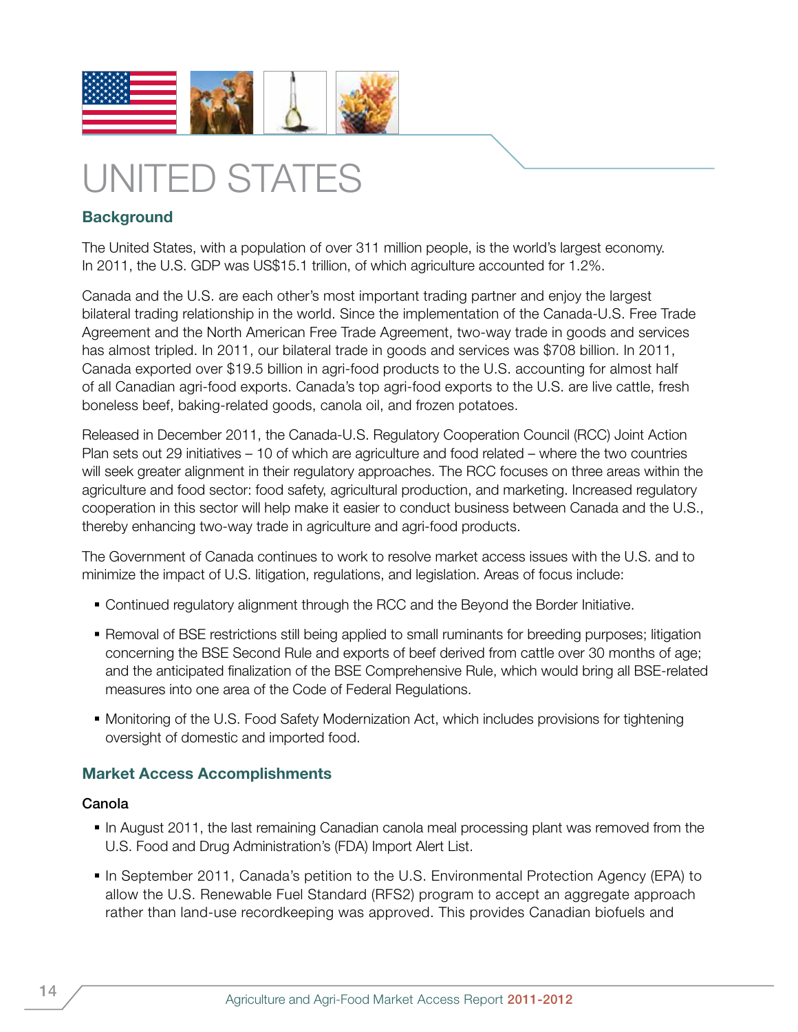# UNITED STATES

## Background

The United States, with a population of over 311 million people, is the world's largest economy. In 2011, the U.S. GDP was US$15.1 trillion, of which agriculture accounted for 1.2%.

Canada and the U.S. are each other's most important trading partner and enjoy the largest bilateral trading relationship in the world. Since the implementation of the Canada-U.S. Free Trade Agreement and the North American Free Trade Agreement, two-way trade in goods and services has almost tripled. In 2011, our bilateral trade in goods and services was $708 billion. In 2011, Canada exported over $19.5 billion in agri-food products to the U.S. accounting for almost half of all Canadian agri-food exports. Canada's top agri-food exports to the U.S. are live cattle, fresh boneless beef, baking-related goods, canola oil, and frozen potatoes.

Released in December 2011, the Canada-U.S. Regulatory Cooperation Council (RCC) Joint Action Plan sets out 29 initiatives – 10 of which are agriculture and food related – where the two countries will seek greater alignment in their regulatory approaches. The RCC focuses on three areas within the agriculture and food sector: food safety, agricultural production, and marketing. Increased regulatory cooperation in this sector will help make it easier to conduct business between Canada and the U.S., thereby enhancing two-way trade in agriculture and agri-food products.

The Government of Canada continues to work to resolve market access issues with the U.S. and to minimize the impact of U.S. litigation, regulations, and legislation. Areas of focus include:

- Continued regulatory alignment through the RCC and the Beyond the Border Initiative.
- Removal of BSE restrictions still being applied to small ruminants for breeding purposes; litigation concerning the BSE Second Rule and exports of beef derived from cattle over 30 months of age; and the anticipated finalization of the BSE Comprehensive Rule, which would bring all BSE-related measures into one area of the Code of Federal Regulations.
- Monitoring of the U.S. Food Safety Modernization Act, which includes provisions for tightening oversight of domestic and imported food.

## Market Access Accomplishments

### Canola

- In August 2011, the last remaining Canadian canola meal processing plant was removed from the U.S. Food and Drug Administration's (FDA) Import Alert List.
- In September 2011, Canada's petition to the U.S. Environmental Protection Agency (EPA) to allow the U.S. Renewable Fuel Standard (RFS2) program to accept an aggregate approach rather than land-use recordkeeping was approved. This provides Canadian biofuels and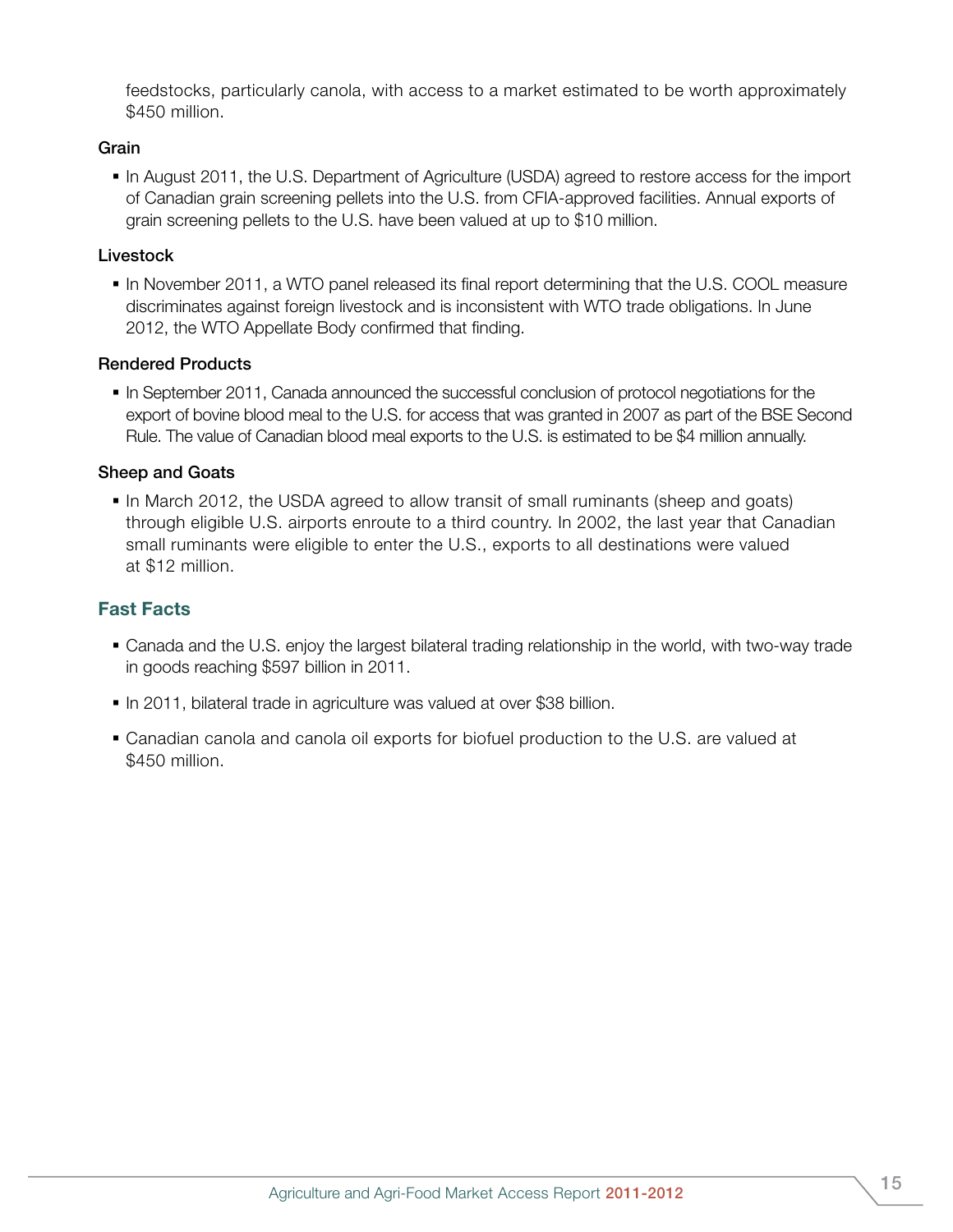feedstocks, particularly canola, with access to a market estimated to be worth approximately $450 million.

#### Grain

- In August 2011, the U.S. Department of Agriculture (USDA) agreed to restore access for the import of Canadian grain screening pellets into the U.S. from CFIA-approved facilities. Annual exports of grain screening pellets to the U.S. have been valued at up to $10 million.

#### Livestock

- In November 2011, a WTO panel released its final report determining that the U.S. COOL measure discriminates against foreign livestock and is inconsistent with WTO trade obligations. In June 2012, the WTO Appellate Body confirmed that finding.

#### Rendered Products

- In September 2011, Canada announced the successful conclusion of protocol negotiations for the export of bovine blood meal to the U.S. for access that was granted in 2007 as part of the BSE Second Rule. The value of Canadian blood meal exports to the U.S. is estimated to be $4 million annually.

#### Sheep and Goats

- In March 2012, the USDA agreed to allow transit of small ruminants (sheep and goats) through eligible U.S. airports enroute to a third country. In 2002, the last year that Canadian small ruminants were eligible to enter the U.S., exports to all destinations were valued at $12 million.

### Fast Facts

- Canada and the U.S. enjoy the largest bilateral trading relationship in the world, with two-way trade in goods reaching $597 billion in 2011.
- In 2011, bilateral trade in agriculture was valued at over $38 billion.
- Canadian canola and canola oil exports for biofuel production to the U.S. are valued at $450 million.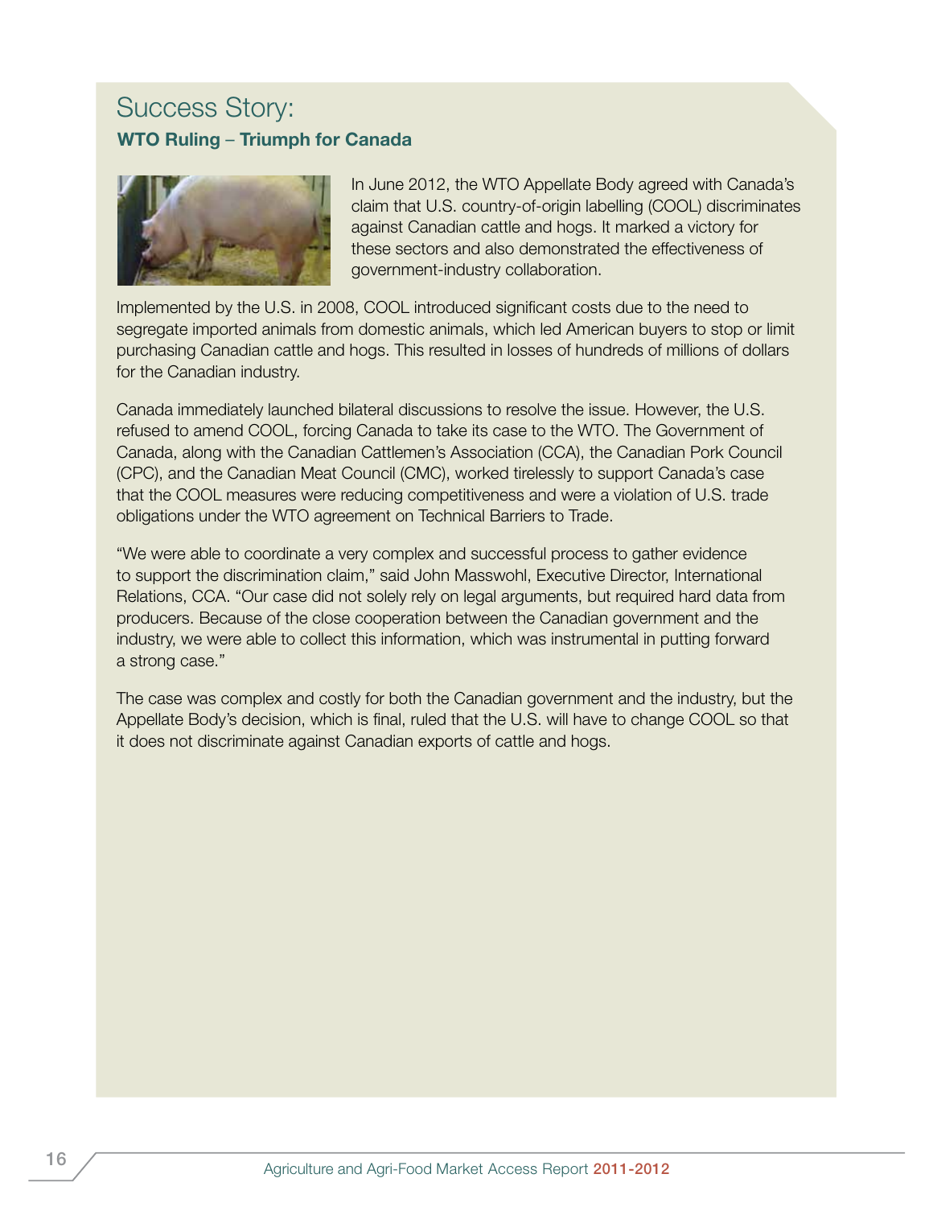## Success Story:

### WTO Ruling – Triumph for Canada

In June 2012, the WTO Appellate Body agreed with Canada's claim that U.S. country-of-origin labelling (COOL) discriminates against Canadian cattle and hogs. It marked a victory for these sectors and also demonstrated the effectiveness of government-industry collaboration.

Implemented by the U.S. in 2008, COOL introduced significant costs due to the need to segregate imported animals from domestic animals, which led American buyers to stop or limit purchasing Canadian cattle and hogs. This resulted in losses of hundreds of millions of dollars for the Canadian industry.

Canada immediately launched bilateral discussions to resolve the issue. However, the U.S. refused to amend COOL, forcing Canada to take its case to the WTO. The Government of Canada, along with the Canadian Cattlemen's Association (CCA), the Canadian Pork Council (CPC), and the Canadian Meat Council (CMC), worked tirelessly to support Canada's case that the COOL measures were reducing competitiveness and were a violation of U.S. trade obligations under the WTO agreement on Technical Barriers to Trade.

"We were able to coordinate a very complex and successful process to gather evidence to support the discrimination claim," said John Masswohl, Executive Director, International Relations, CCA. "Our case did not solely rely on legal arguments, but required hard data from producers. Because of the close cooperation between the Canadian government and the industry, we were able to collect this information, which was instrumental in putting forward a strong case."

The case was complex and costly for both the Canadian government and the industry, but the Appellate Body's decision, which is final, ruled that the U.S. will have to change COOL so that it does not discriminate against Canadian exports of cattle and hogs.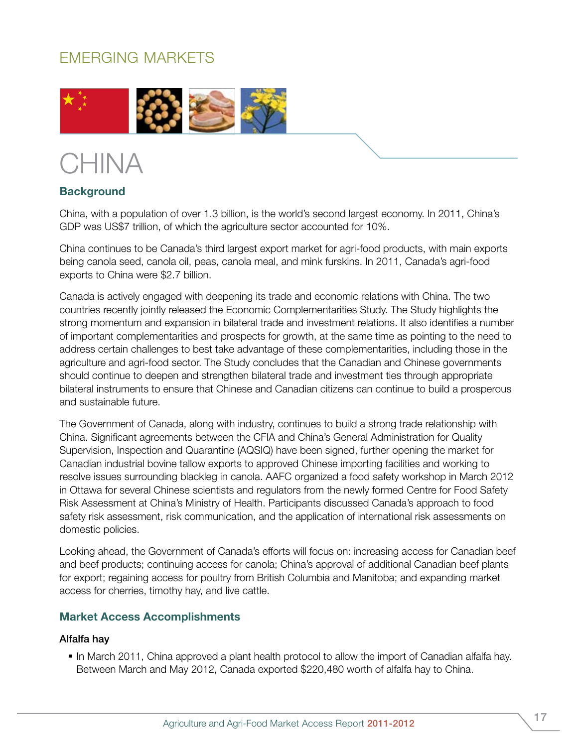EMERGING MARKETS

# CHINA

### Background

China, with a population of over 1.3 billion, is the world's second largest economy. In 2011, China's GDP was US$7 trillion, of which the agriculture sector accounted for 10%.

China continues to be Canada's third largest export market for agri-food products, with main exports being canola seed, canola oil, peas, canola meal, and mink furskins. In 2011, Canada's agri-food exports to China were $2.7 billion.

Canada is actively engaged with deepening its trade and economic relations with China. The two countries recently jointly released the Economic Complementarities Study. The Study highlights the strong momentum and expansion in bilateral trade and investment relations. It also identifies a number of important complementarities and prospects for growth, at the same time as pointing to the need to address certain challenges to best take advantage of these complementarities, including those in the agriculture and agri-food sector. The Study concludes that the Canadian and Chinese governments should continue to deepen and strengthen bilateral trade and investment ties through appropriate bilateral instruments to ensure that Chinese and Canadian citizens can continue to build a prosperous and sustainable future.

The Government of Canada, along with industry, continues to build a strong trade relationship with China. Significant agreements between the CFIA and China's General Administration for Quality Supervision, Inspection and Quarantine (AQSIQ) have been signed, further opening the market for Canadian industrial bovine tallow exports to approved Chinese importing facilities and working to resolve issues surrounding blackleg in canola. AAFC organized a food safety workshop in March 2012 in Ottawa for several Chinese scientists and regulators from the newly formed Centre for Food Safety Risk Assessment at China's Ministry of Health. Participants discussed Canada's approach to food safety risk assessment, risk communication, and the application of international risk assessments on domestic policies.

Looking ahead, the Government of Canada's efforts will focus on: increasing access for Canadian beef and beef products; continuing access for canola; China's approval of additional Canadian beef plants for export; regaining access for poultry from British Columbia and Manitoba; and expanding market access for cherries, timothy hay, and live cattle.

### Market Access Accomplishments

**Alfalfa hay**

- In March 2011, China approved a plant health protocol to allow the import of Canadian alfalfa hay. Between March and May 2012, Canada exported $220,480 worth of alfalfa hay to China.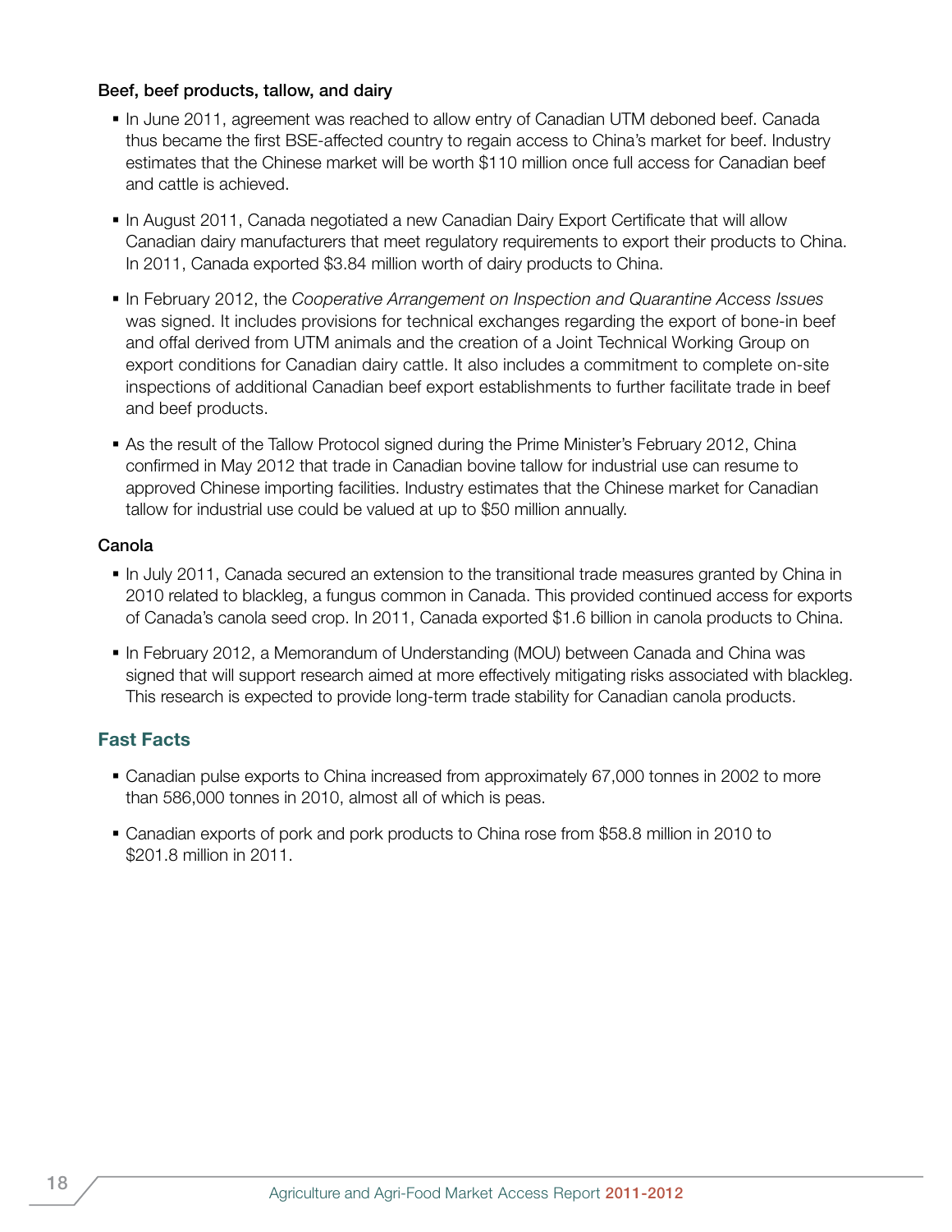### Beef, beef products, tallow, and dairy

- In June 2011, agreement was reached to allow entry of Canadian UTM deboned beef. Canada thus became the first BSE-affected country to regain access to China's market for beef. Industry estimates that the Chinese market will be worth $110 million once full access for Canadian beef and cattle is achieved.
- In August 2011, Canada negotiated a new Canadian Dairy Export Certificate that will allow Canadian dairy manufacturers that meet regulatory requirements to export their products to China. In 2011, Canada exported $3.84 million worth of dairy products to China.
- In February 2012, the *Cooperative Arrangement on Inspection and Quarantine Access Issues* was signed. It includes provisions for technical exchanges regarding the export of bone-in beef and offal derived from UTM animals and the creation of a Joint Technical Working Group on export conditions for Canadian dairy cattle. It also includes a commitment to complete on-site inspections of additional Canadian beef export establishments to further facilitate trade in beef and beef products.
- As the result of the Tallow Protocol signed during the Prime Minister's February 2012, China confirmed in May 2012 that trade in Canadian bovine tallow for industrial use can resume to approved Chinese importing facilities. Industry estimates that the Chinese market for Canadian tallow for industrial use could be valued at up to $50 million annually.

### Canola

- In July 2011, Canada secured an extension to the transitional trade measures granted by China in 2010 related to blackleg, a fungus common in Canada. This provided continued access for exports of Canada's canola seed crop. In 2011, Canada exported $1.6 billion in canola products to China.
- In February 2012, a Memorandum of Understanding (MOU) between Canada and China was signed that will support research aimed at more effectively mitigating risks associated with blackleg. This research is expected to provide long-term trade stability for Canadian canola products.

## Fast Facts

- Canadian pulse exports to China increased from approximately 67,000 tonnes in 2002 to more than 586,000 tonnes in 2010, almost all of which is peas.
- Canadian exports of pork and pork products to China rose from $58.8 million in 2010 to $201.8 million in 2011.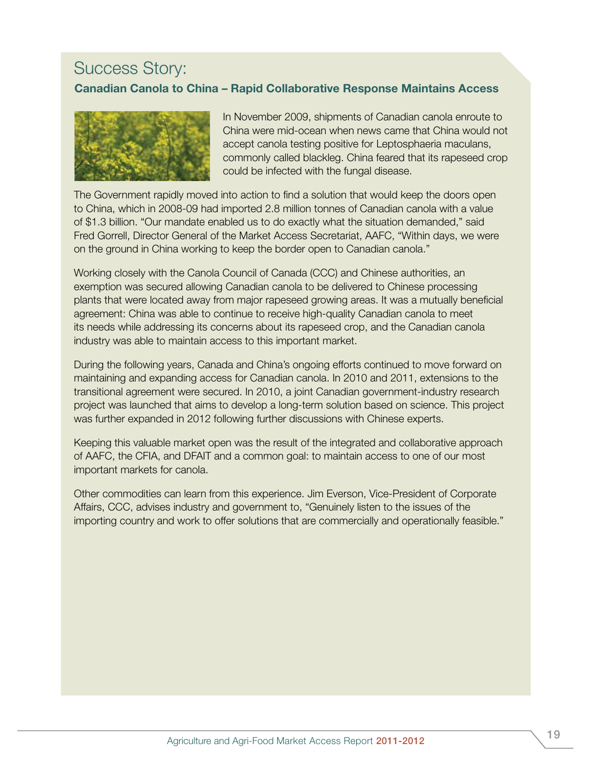# Success Story:

## Canadian Canola to China – Rapid Collaborative Response Maintains Access

In November 2009, shipments of Canadian canola enroute to China were mid-ocean when news came that China would not accept canola testing positive for Leptosphaeria maculans, commonly called blackleg. China feared that its rapeseed crop could be infected with the fungal disease.

The Government rapidly moved into action to find a solution that would keep the doors open to China, which in 2008-09 had imported 2.8 million tonnes of Canadian canola with a value of $1.3 billion. "Our mandate enabled us to do exactly what the situation demanded," said Fred Gorrell, Director General of the Market Access Secretariat, AAFC, "Within days, we were on the ground in China working to keep the border open to Canadian canola."

Working closely with the Canola Council of Canada (CCC) and Chinese authorities, an exemption was secured allowing Canadian canola to be delivered to Chinese processing plants that were located away from major rapeseed growing areas. It was a mutually beneficial agreement: China was able to continue to receive high-quality Canadian canola to meet its needs while addressing its concerns about its rapeseed crop, and the Canadian canola industry was able to maintain access to this important market.

During the following years, Canada and China's ongoing efforts continued to move forward on maintaining and expanding access for Canadian canola. In 2010 and 2011, extensions to the transitional agreement were secured. In 2010, a joint Canadian government-industry research project was launched that aims to develop a long-term solution based on science. This project was further expanded in 2012 following further discussions with Chinese experts.

Keeping this valuable market open was the result of the integrated and collaborative approach of AAFC, the CFIA, and DFAIT and a common goal: to maintain access to one of our most important markets for canola.

Other commodities can learn from this experience. Jim Everson, Vice-President of Corporate Affairs, CCC, advises industry and government to, "Genuinely listen to the issues of the importing country and work to offer solutions that are commercially and operationally feasible."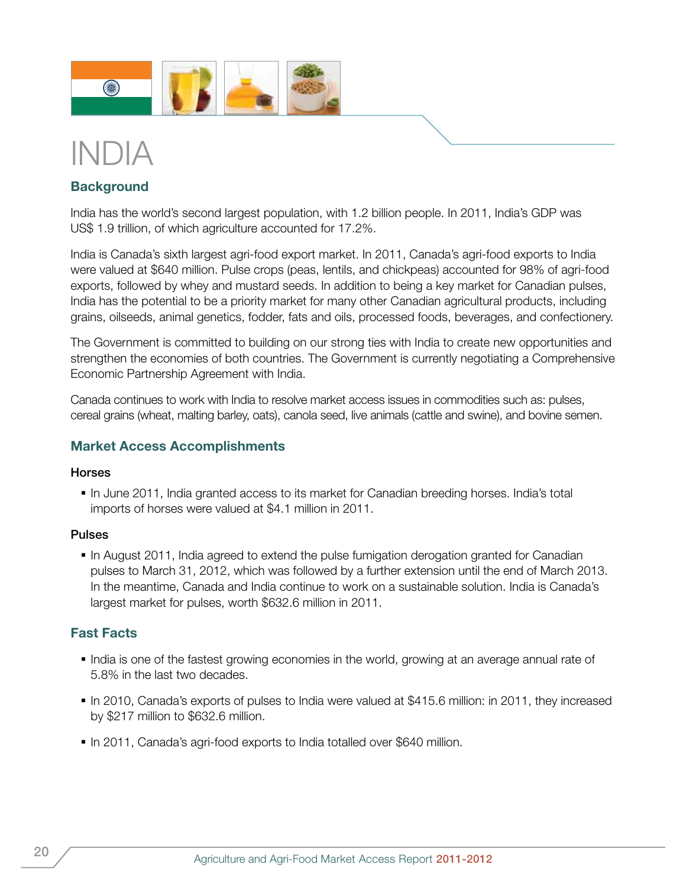# INDIA

## Background

India has the world's second largest population, with 1.2 billion people. In 2011, India's GDP was US$ 1.9 trillion, of which agriculture accounted for 17.2%.

India is Canada's sixth largest agri-food export market. In 2011, Canada's agri-food exports to India were valued at $640 million. Pulse crops (peas, lentils, and chickpeas) accounted for 98% of agri-food exports, followed by whey and mustard seeds. In addition to being a key market for Canadian pulses, India has the potential to be a priority market for many other Canadian agricultural products, including grains, oilseeds, animal genetics, fodder, fats and oils, processed foods, beverages, and confectionery.

The Government is committed to building on our strong ties with India to create new opportunities and strengthen the economies of both countries. The Government is currently negotiating a Comprehensive Economic Partnership Agreement with India.

Canada continues to work with India to resolve market access issues in commodities such as: pulses, cereal grains (wheat, malting barley, oats), canola seed, live animals (cattle and swine), and bovine semen.

## Market Access Accomplishments

### Horses

- In June 2011, India granted access to its market for Canadian breeding horses. India's total imports of horses were valued at $4.1 million in 2011.

### Pulses

- In August 2011, India agreed to extend the pulse fumigation derogation granted for Canadian pulses to March 31, 2012, which was followed by a further extension until the end of March 2013. In the meantime, Canada and India continue to work on a sustainable solution. India is Canada's largest market for pulses, worth $632.6 million in 2011.

## Fast Facts

- India is one of the fastest growing economies in the world, growing at an average annual rate of 5.8% in the last two decades.
- In 2010, Canada's exports of pulses to India were valued at $415.6 million: in 2011, they increased by $217 million to $632.6 million.
- In 2011, Canada's agri-food exports to India totalled over $640 million.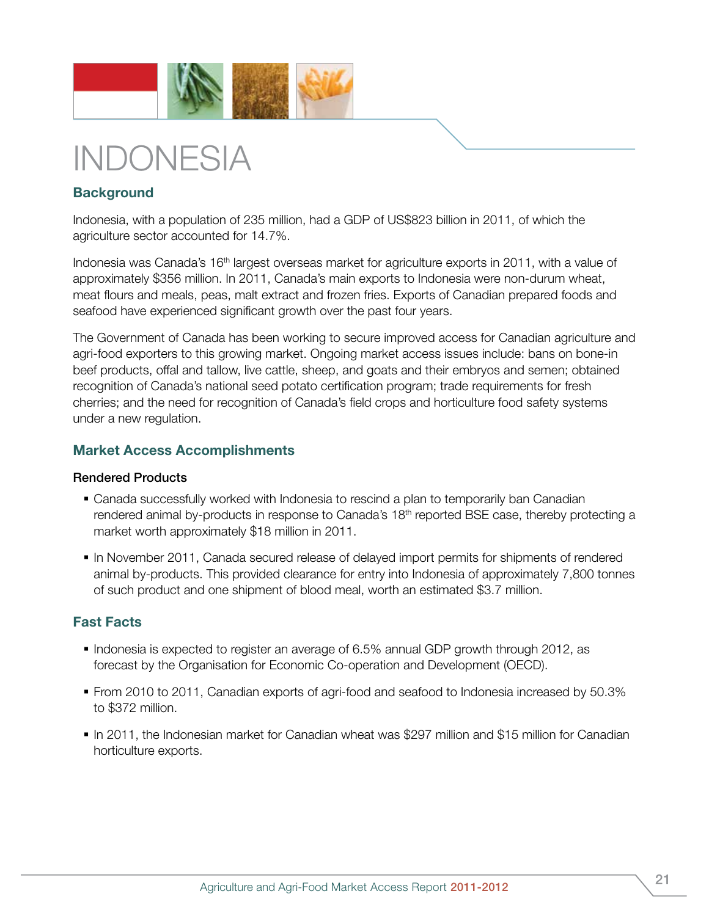# INDONESIA

## Background

Indonesia, with a population of 235 million, had a GDP of US$823 billion in 2011, of which the agriculture sector accounted for 14.7%.

Indonesia was Canada's 16th largest overseas market for agriculture exports in 2011, with a value of approximately $356 million. In 2011, Canada's main exports to Indonesia were non-durum wheat, meat flours and meals, peas, malt extract and frozen fries. Exports of Canadian prepared foods and seafood have experienced significant growth over the past four years.

The Government of Canada has been working to secure improved access for Canadian agriculture and agri-food exporters to this growing market. Ongoing market access issues include: bans on bone-in beef products, offal and tallow, live cattle, sheep, and goats and their embryos and semen; obtained recognition of Canada's national seed potato certification program; trade requirements for fresh cherries; and the need for recognition of Canada's field crops and horticulture food safety systems under a new regulation.

## Market Access Accomplishments

### Rendered Products

- Canada successfully worked with Indonesia to rescind a plan to temporarily ban Canadian rendered animal by-products in response to Canada's 18th reported BSE case, thereby protecting a market worth approximately $18 million in 2011.
- In November 2011, Canada secured release of delayed import permits for shipments of rendered animal by-products. This provided clearance for entry into Indonesia of approximately 7,800 tonnes of such product and one shipment of blood meal, worth an estimated $3.7 million.

## Fast Facts

- Indonesia is expected to register an average of 6.5% annual GDP growth through 2012, as forecast by the Organisation for Economic Co-operation and Development (OECD).
- From 2010 to 2011, Canadian exports of agri-food and seafood to Indonesia increased by 50.3% to $372 million.
- In 2011, the Indonesian market for Canadian wheat was $297 million and $15 million for Canadian horticulture exports.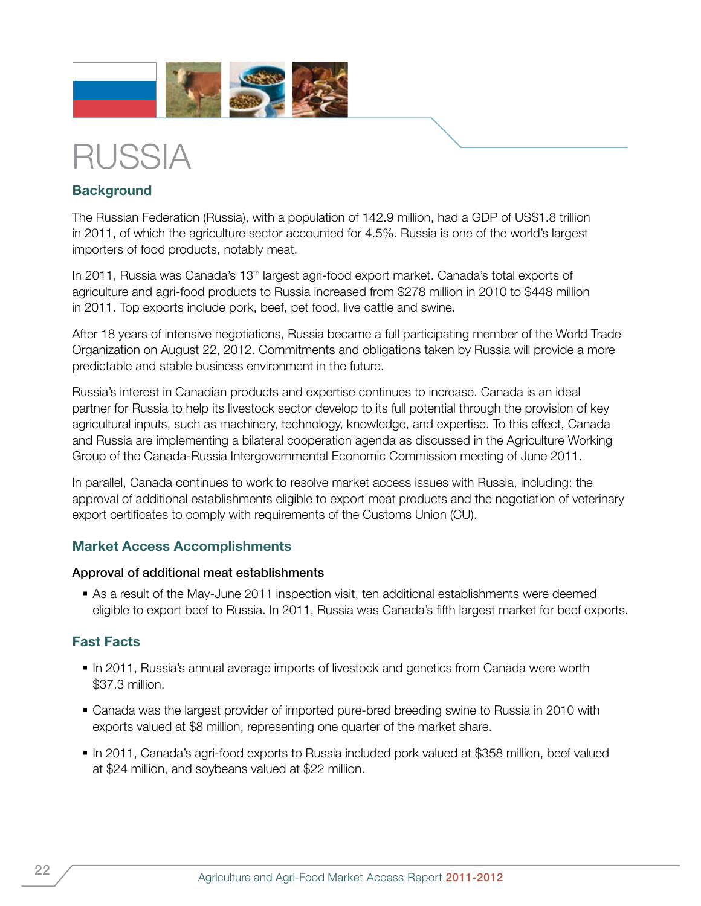# RUSSIA

## Background

The Russian Federation (Russia), with a population of 142.9 million, had a GDP of US$1.8 trillion in 2011, of which the agriculture sector accounted for 4.5%. Russia is one of the world's largest importers of food products, notably meat.

In 2011, Russia was Canada's 13th largest agri-food export market. Canada's total exports of agriculture and agri-food products to Russia increased from $278 million in 2010 to $448 million in 2011. Top exports include pork, beef, pet food, live cattle and swine.

After 18 years of intensive negotiations, Russia became a full participating member of the World Trade Organization on August 22, 2012. Commitments and obligations taken by Russia will provide a more predictable and stable business environment in the future.

Russia's interest in Canadian products and expertise continues to increase. Canada is an ideal partner for Russia to help its livestock sector develop to its full potential through the provision of key agricultural inputs, such as machinery, technology, knowledge, and expertise. To this effect, Canada and Russia are implementing a bilateral cooperation agenda as discussed in the Agriculture Working Group of the Canada-Russia Intergovernmental Economic Commission meeting of June 2011.

In parallel, Canada continues to work to resolve market access issues with Russia, including: the approval of additional establishments eligible to export meat products and the negotiation of veterinary export certificates to comply with requirements of the Customs Union (CU).

## Market Access Accomplishments

### Approval of additional meat establishments

- As a result of the May-June 2011 inspection visit, ten additional establishments were deemed eligible to export beef to Russia. In 2011, Russia was Canada's fifth largest market for beef exports.

## Fast Facts

- In 2011, Russia's annual average imports of livestock and genetics from Canada were worth $37.3 million.
- Canada was the largest provider of imported pure-bred breeding swine to Russia in 2010 with exports valued at $8 million, representing one quarter of the market share.
- In 2011, Canada's agri-food exports to Russia included pork valued at $358 million, beef valued at $24 million, and soybeans valued at $22 million.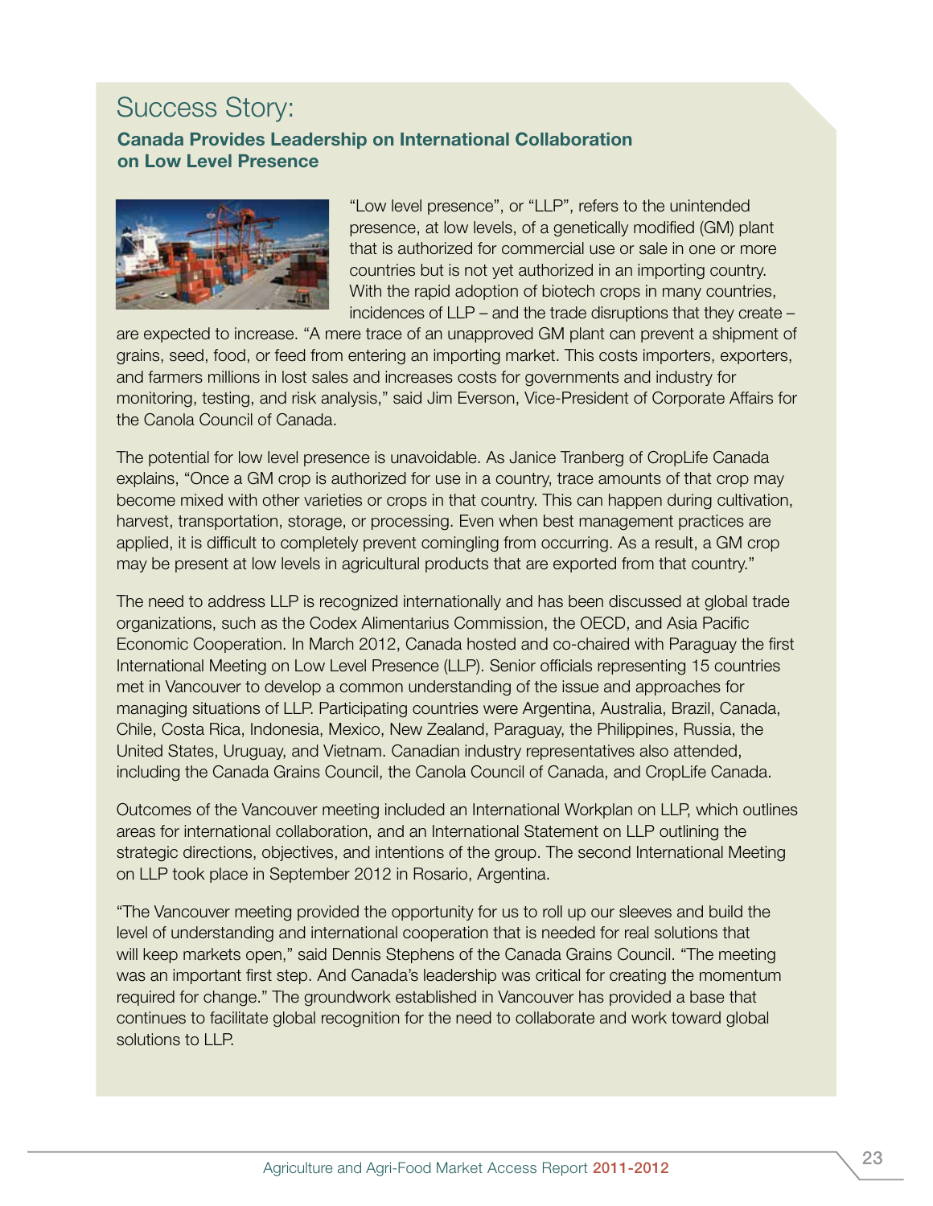# Success Story:

## Canada Provides Leadership on International Collaboration on Low Level Presence

"Low level presence", or "LLP", refers to the unintended presence, at low levels, of a genetically modified (GM) plant that is authorized for commercial use or sale in one or more countries but is not yet authorized in an importing country. With the rapid adoption of biotech crops in many countries, incidences of LLP – and the trade disruptions that they create – are expected to increase. "A mere trace of an unapproved GM plant can prevent a shipment of grains, seed, food, or feed from entering an importing market. This costs importers, exporters, and farmers millions in lost sales and increases costs for governments and industry for monitoring, testing, and risk analysis," said Jim Everson, Vice-President of Corporate Affairs for the Canola Council of Canada.

The potential for low level presence is unavoidable. As Janice Tranberg of CropLife Canada explains, "Once a GM crop is authorized for use in a country, trace amounts of that crop may become mixed with other varieties or crops in that country. This can happen during cultivation, harvest, transportation, storage, or processing. Even when best management practices are applied, it is difficult to completely prevent comingling from occurring. As a result, a GM crop may be present at low levels in agricultural products that are exported from that country."

The need to address LLP is recognized internationally and has been discussed at global trade organizations, such as the Codex Alimentarius Commission, the OECD, and Asia Pacific Economic Cooperation. In March 2012, Canada hosted and co-chaired with Paraguay the first International Meeting on Low Level Presence (LLP). Senior officials representing 15 countries met in Vancouver to develop a common understanding of the issue and approaches for managing situations of LLP. Participating countries were Argentina, Australia, Brazil, Canada, Chile, Costa Rica, Indonesia, Mexico, New Zealand, Paraguay, the Philippines, Russia, the United States, Uruguay, and Vietnam. Canadian industry representatives also attended, including the Canada Grains Council, the Canola Council of Canada, and CropLife Canada.

Outcomes of the Vancouver meeting included an International Workplan on LLP, which outlines areas for international collaboration, and an International Statement on LLP outlining the strategic directions, objectives, and intentions of the group. The second International Meeting on LLP took place in September 2012 in Rosario, Argentina.

"The Vancouver meeting provided the opportunity for us to roll up our sleeves and build the level of understanding and international cooperation that is needed for real solutions that will keep markets open," said Dennis Stephens of the Canada Grains Council. "The meeting was an important first step. And Canada's leadership was critical for creating the momentum required for change." The groundwork established in Vancouver has provided a base that continues to facilitate global recognition for the need to collaborate and work toward global solutions to LLP.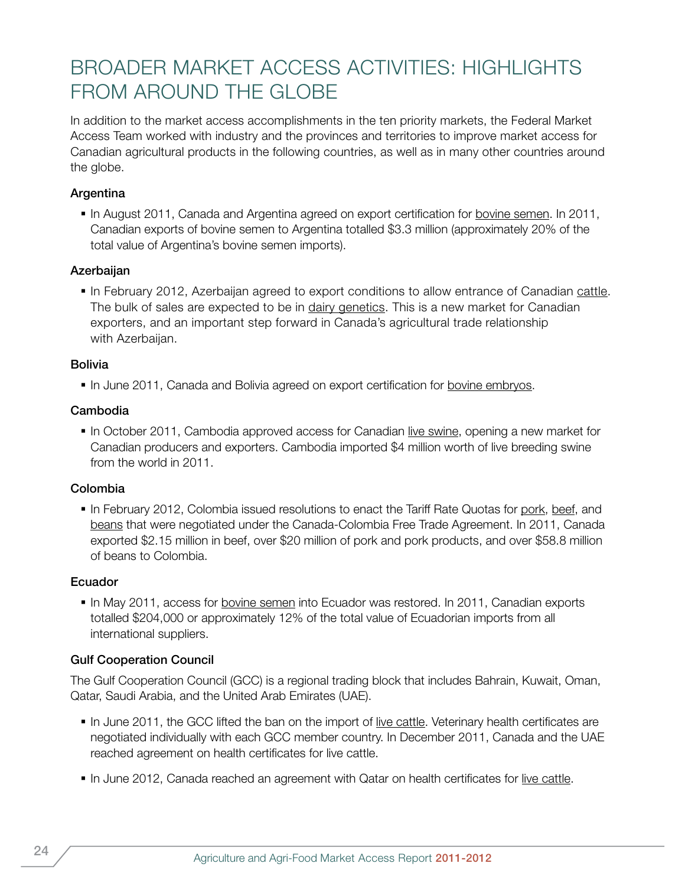# BROADER MARKET ACCESS ACTIVITIES: HIGHLIGHTS FROM AROUND THE GLOBE

In addition to the market access accomplishments in the ten priority markets, the Federal Market Access Team worked with industry and the provinces and territories to improve market access for Canadian agricultural products in the following countries, as well as in many other countries around the globe.

### Argentina

- In August 2011, Canada and Argentina agreed on export certification for bovine semen. In 2011, Canadian exports of bovine semen to Argentina totalled $3.3 million (approximately 20% of the total value of Argentina's bovine semen imports).

### Azerbaijan

- In February 2012, Azerbaijan agreed to export conditions to allow entrance of Canadian cattle. The bulk of sales are expected to be in dairy genetics. This is a new market for Canadian exporters, and an important step forward in Canada's agricultural trade relationship with Azerbaijan.

### Bolivia

- In June 2011, Canada and Bolivia agreed on export certification for bovine embryos.

### Cambodia

- In October 2011, Cambodia approved access for Canadian live swine, opening a new market for Canadian producers and exporters. Cambodia imported $4 million worth of live breeding swine from the world in 2011.

### Colombia

- In February 2012, Colombia issued resolutions to enact the Tariff Rate Quotas for pork, beef, and beans that were negotiated under the Canada-Colombia Free Trade Agreement. In 2011, Canada exported $2.15 million in beef, over $20 million of pork and pork products, and over $58.8 million of beans to Colombia.

### Ecuador

- In May 2011, access for bovine semen into Ecuador was restored. In 2011, Canadian exports totalled $204,000 or approximately 12% of the total value of Ecuadorian imports from all international suppliers.

### Gulf Cooperation Council

The Gulf Cooperation Council (GCC) is a regional trading block that includes Bahrain, Kuwait, Oman, Qatar, Saudi Arabia, and the United Arab Emirates (UAE).

- In June 2011, the GCC lifted the ban on the import of live cattle. Veterinary health certificates are negotiated individually with each GCC member country. In December 2011, Canada and the UAE reached agreement on health certificates for live cattle.
- In June 2012, Canada reached an agreement with Qatar on health certificates for live cattle.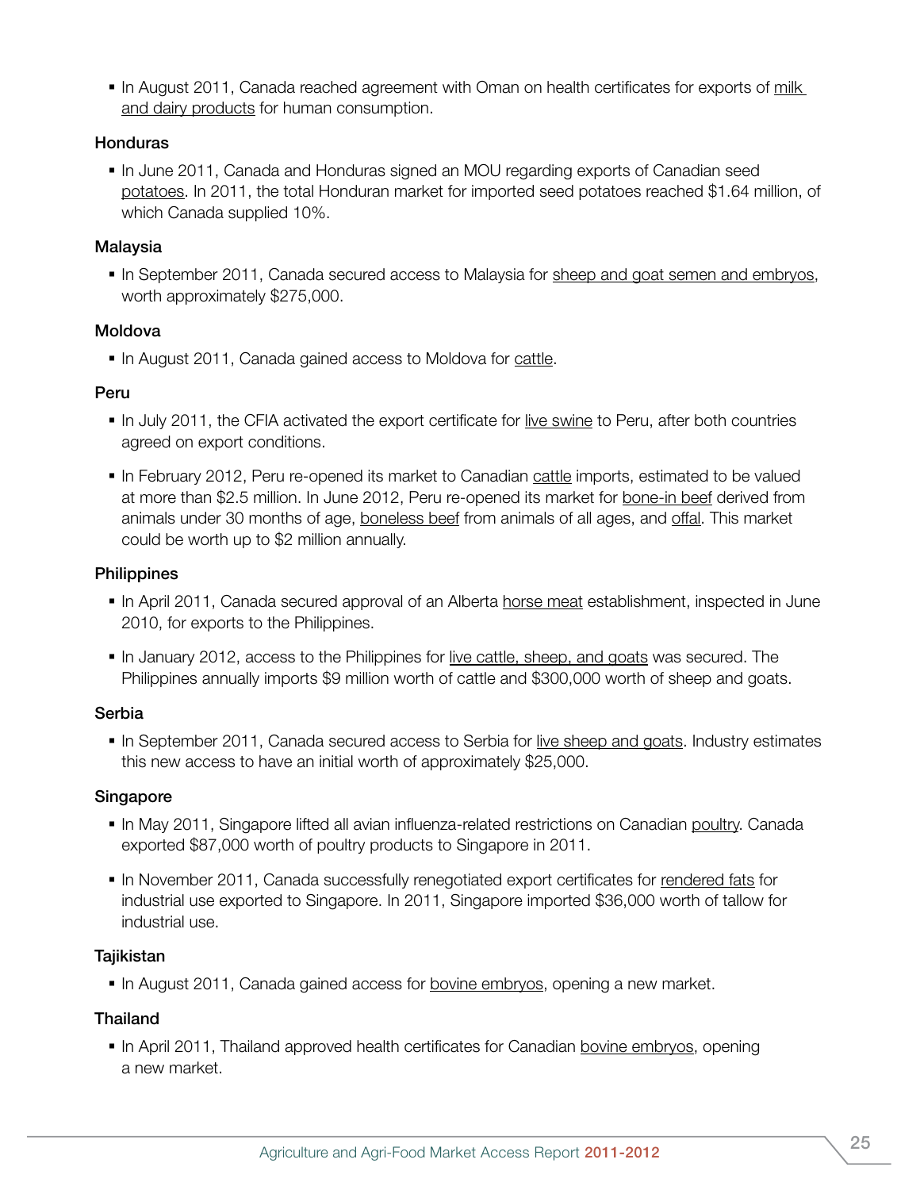- In August 2011, Canada reached agreement with Oman on health certificates for exports of milk and dairy products for human consumption.

### Honduras

- In June 2011, Canada and Honduras signed an MOU regarding exports of Canadian seed potatoes. In 2011, the total Honduran market for imported seed potatoes reached $1.64 million, of which Canada supplied 10%.

### Malaysia

- In September 2011, Canada secured access to Malaysia for sheep and goat semen and embryos, worth approximately $275,000.

### Moldova

- In August 2011, Canada gained access to Moldova for cattle.

### Peru

- In July 2011, the CFIA activated the export certificate for live swine to Peru, after both countries agreed on export conditions.
- In February 2012, Peru re-opened its market to Canadian cattle imports, estimated to be valued at more than $2.5 million. In June 2012, Peru re-opened its market for bone-in beef derived from animals under 30 months of age, boneless beef from animals of all ages, and offal. This market could be worth up to $2 million annually.

### Philippines

- In April 2011, Canada secured approval of an Alberta horse meat establishment, inspected in June 2010, for exports to the Philippines.
- In January 2012, access to the Philippines for live cattle, sheep, and goats was secured. The Philippines annually imports $9 million worth of cattle and $300,000 worth of sheep and goats.

### Serbia

- In September 2011, Canada secured access to Serbia for live sheep and goats. Industry estimates this new access to have an initial worth of approximately $25,000.

### Singapore

- In May 2011, Singapore lifted all avian influenza-related restrictions on Canadian poultry. Canada exported $87,000 worth of poultry products to Singapore in 2011.
- In November 2011, Canada successfully renegotiated export certificates for rendered fats for industrial use exported to Singapore. In 2011, Singapore imported $36,000 worth of tallow for industrial use.

### Tajikistan

- In August 2011, Canada gained access for bovine embryos, opening a new market.

### Thailand

- In April 2011, Thailand approved health certificates for Canadian bovine embryos, opening a new market.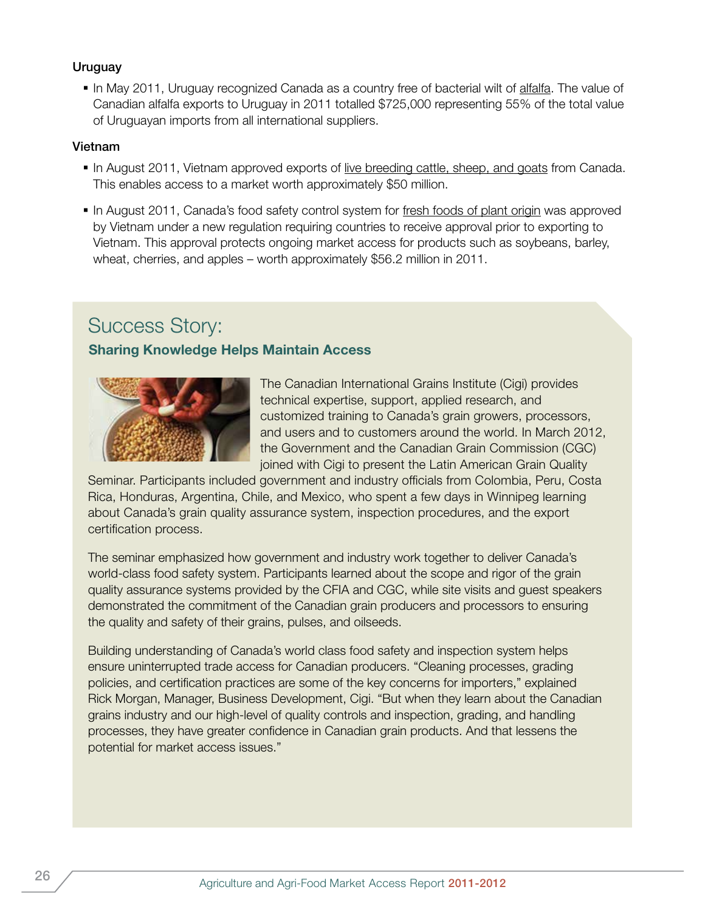### Uruguay

- In May 2011, Uruguay recognized Canada as a country free of bacterial wilt of alfalfa. The value of Canadian alfalfa exports to Uruguay in 2011 totalled $725,000 representing 55% of the total value of Uruguayan imports from all international suppliers.

### Vietnam

- In August 2011, Vietnam approved exports of live breeding cattle, sheep, and goats from Canada. This enables access to a market worth approximately $50 million.
- In August 2011, Canada's food safety control system for fresh foods of plant origin was approved by Vietnam under a new regulation requiring countries to receive approval prior to exporting to Vietnam. This approval protects ongoing market access for products such as soybeans, barley, wheat, cherries, and apples – worth approximately $56.2 million in 2011.

## Success Story:

### Sharing Knowledge Helps Maintain Access

The Canadian International Grains Institute (Cigi) provides technical expertise, support, applied research, and customized training to Canada's grain growers, processors, and users and to customers around the world. In March 2012, the Government and the Canadian Grain Commission (CGC) joined with Cigi to present the Latin American Grain Quality Seminar. Participants included government and industry officials from Colombia, Peru, Costa Rica, Honduras, Argentina, Chile, and Mexico, who spent a few days in Winnipeg learning about Canada's grain quality assurance system, inspection procedures, and the export certification process.

The seminar emphasized how government and industry work together to deliver Canada's world-class food safety system. Participants learned about the scope and rigor of the grain quality assurance systems provided by the CFIA and CGC, while site visits and guest speakers demonstrated the commitment of the Canadian grain producers and processors to ensuring the quality and safety of their grains, pulses, and oilseeds.

Building understanding of Canada's world class food safety and inspection system helps ensure uninterrupted trade access for Canadian producers. "Cleaning processes, grading policies, and certification practices are some of the key concerns for importers," explained Rick Morgan, Manager, Business Development, Cigi. "But when they learn about the Canadian grains industry and our high-level of quality controls and inspection, grading, and handling processes, they have greater confidence in Canadian grain products. And that lessens the potential for market access issues."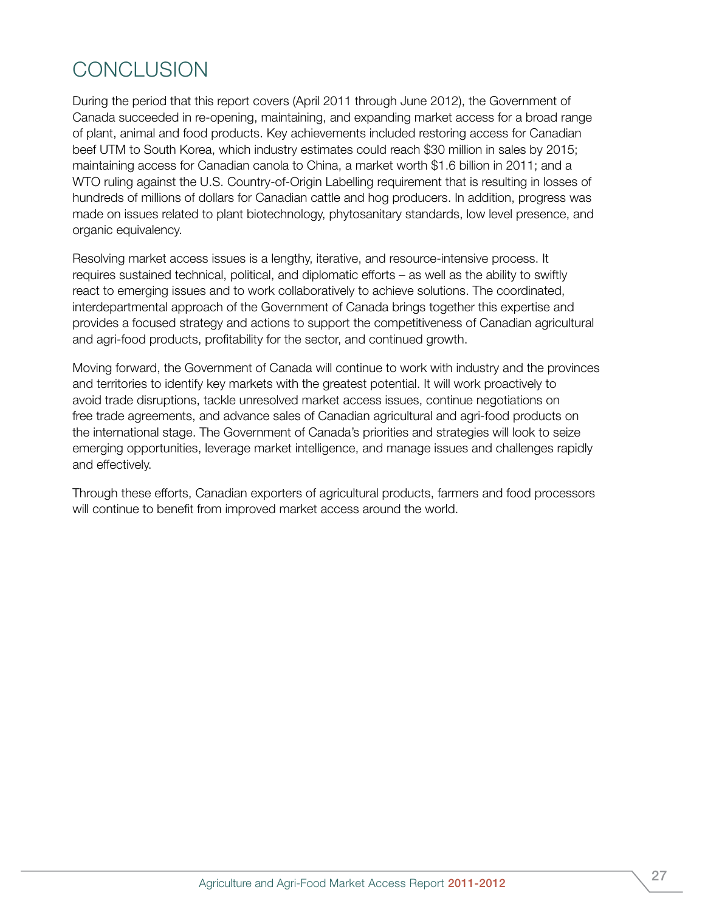# CONCLUSION

During the period that this report covers (April 2011 through June 2012), the Government of Canada succeeded in re-opening, maintaining, and expanding market access for a broad range of plant, animal and food products. Key achievements included restoring access for Canadian beef UTM to South Korea, which industry estimates could reach $30 million in sales by 2015; maintaining access for Canadian canola to China, a market worth $1.6 billion in 2011; and a WTO ruling against the U.S. Country-of-Origin Labelling requirement that is resulting in losses of hundreds of millions of dollars for Canadian cattle and hog producers. In addition, progress was made on issues related to plant biotechnology, phytosanitary standards, low level presence, and organic equivalency.

Resolving market access issues is a lengthy, iterative, and resource-intensive process. It requires sustained technical, political, and diplomatic efforts – as well as the ability to swiftly react to emerging issues and to work collaboratively to achieve solutions. The coordinated, interdepartmental approach of the Government of Canada brings together this expertise and provides a focused strategy and actions to support the competitiveness of Canadian agricultural and agri-food products, profitability for the sector, and continued growth.

Moving forward, the Government of Canada will continue to work with industry and the provinces and territories to identify key markets with the greatest potential. It will work proactively to avoid trade disruptions, tackle unresolved market access issues, continue negotiations on free trade agreements, and advance sales of Canadian agricultural and agri-food products on the international stage. The Government of Canada's priorities and strategies will look to seize emerging opportunities, leverage market intelligence, and manage issues and challenges rapidly and effectively.

Through these efforts, Canadian exporters of agricultural products, farmers and food processors will continue to benefit from improved market access around the world.